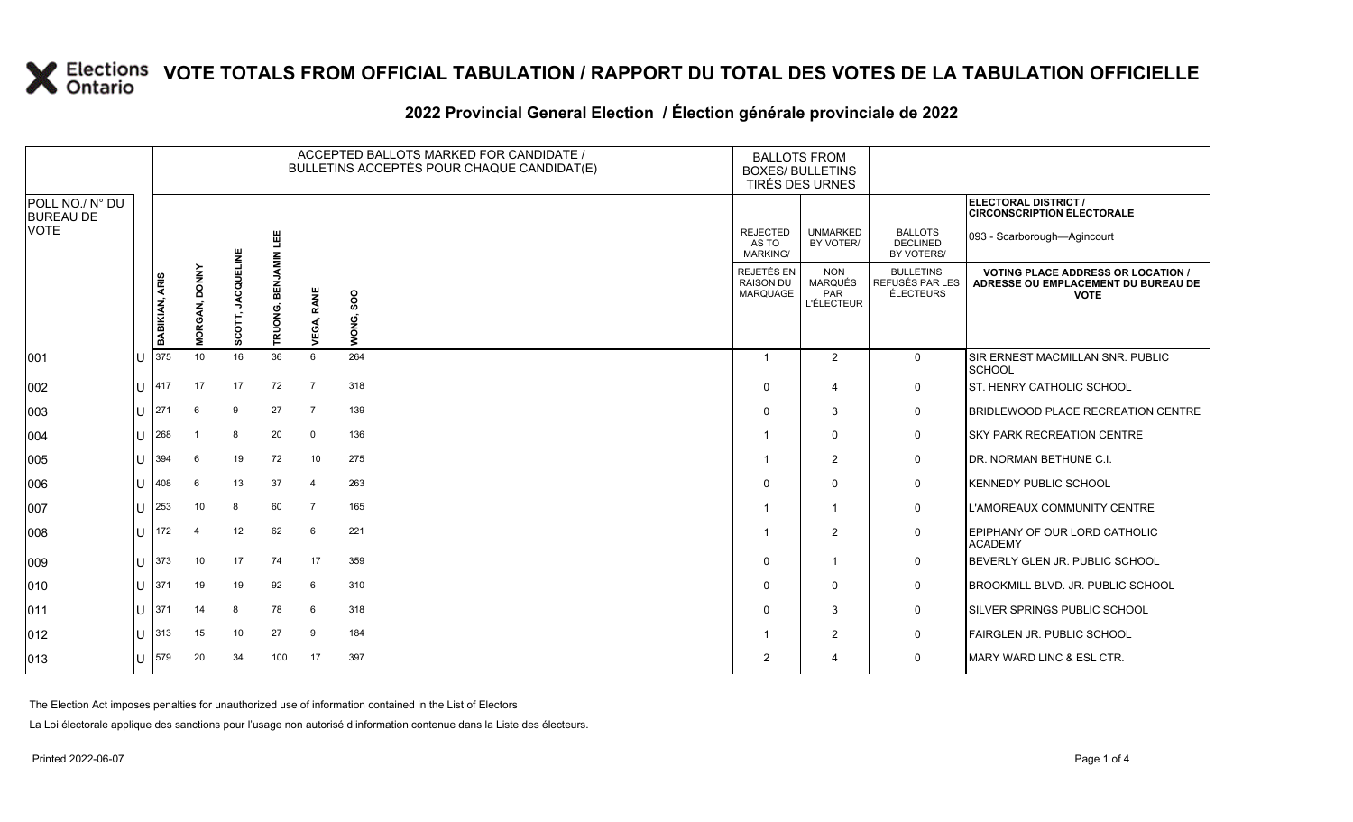# Elections Ontario VOTE TOTALS FROM OFFICIAL TABULATION / RAPPORT DU TOTAL DES VOTES DE LA TABULATION OFFICIELLE

## 2022 Provincial General Election / Élection générale provinciale de 2022

ELECTORAL DISTRICT / CIRCONSCRIPTION ÉLECTORALE: 093 - Scarborough—Agincourt

| POLL NO./ N° DU BUREAU DE VOTE | | ACCEPTED BALLOTS MARKED FOR CANDIDATE / BULLETINS ACCEPTÉS POUR CHAQUE CANDIDAT(E) | | | | | | BALLOTS FROM BOXES/ BULLETINS TIRÉS DES URNES | | | |
|---|---|---|---|---|---|---|---|---|---|---|---|
| | | BABIKIAN, ARIS | MORGAN, DONNY | SCOTT, JACQUELINE | TRUONG, BENJAMIN LEE | VEGA, RANE | WONG, SOO | REJECTED AS TO MARKING/ REJETÉS EN RAISON DU MARQUAGE | UNMARKED BY VOTER/ NON MARQUÉS PAR L'ÉLECTEUR | BALLOTS DECLINED BY VOTERS/ BULLETINS REFUSÉS PAR LES ÉLECTEURS | VOTING PLACE ADDRESS OR LOCATION / ADRESSE OU EMPLACEMENT DU BUREAU DE VOTE |
| 001 | U | 375 | 10 | 16 | 36 | 6 | 264 | 1 | 2 | 0 | SIR ERNEST MACMILLAN SNR. PUBLIC SCHOOL |
| 002 | U | 417 | 17 | 17 | 72 | 7 | 318 | 0 | 4 | 0 | ST. HENRY CATHOLIC SCHOOL |
| 003 | U | 271 | 6 | 9 | 27 | 7 | 139 | 0 | 3 | 0 | BRIDLEWOOD PLACE RECREATION CENTRE |
| 004 | U | 268 | 1 | 8 | 20 | 0 | 136 | 1 | 0 | 0 | SKY PARK RECREATION CENTRE |
| 005 | U | 394 | 6 | 19 | 72 | 10 | 275 | 1 | 2 | 0 | DR. NORMAN BETHUNE C.I. |
| 006 | U | 408 | 6 | 13 | 37 | 4 | 263 | 0 | 0 | 0 | KENNEDY PUBLIC SCHOOL |
| 007 | U | 253 | 10 | 8 | 60 | 7 | 165 | 1 | 1 | 0 | L'AMOREAUX COMMUNITY CENTRE |
| 008 | U | 172 | 4 | 12 | 62 | 6 | 221 | 1 | 2 | 0 | EPIPHANY OF OUR LORD CATHOLIC ACADEMY |
| 009 | U | 373 | 10 | 17 | 74 | 17 | 359 | 0 | 1 | 0 | BEVERLY GLEN JR. PUBLIC SCHOOL |
| 010 | U | 371 | 19 | 19 | 92 | 6 | 310 | 0 | 0 | 0 | BROOKMILL BLVD. JR. PUBLIC SCHOOL |
| 011 | U | 371 | 14 | 8 | 78 | 6 | 318 | 0 | 3 | 0 | SILVER SPRINGS PUBLIC SCHOOL |
| 012 | U | 313 | 15 | 10 | 27 | 9 | 184 | 1 | 2 | 0 | FAIRGLEN JR. PUBLIC SCHOOL |
| 013 | U | 579 | 20 | 34 | 100 | 17 | 397 | 2 | 4 | 0 | MARY WARD LINC & ESL CTR. |

The Election Act imposes penalties for unauthorized use of information contained in the List of Electors

La Loi électorale applique des sanctions pour l'usage non autorisé d'information contenue dans la Liste des électeurs.

Printed 2022-06-07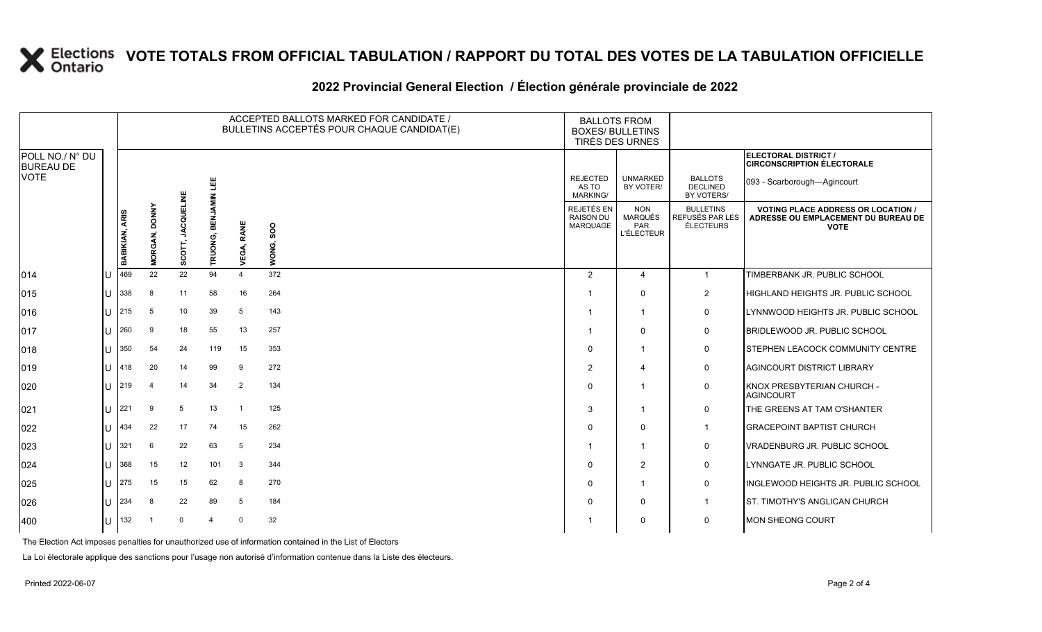# VOTE TOTALS FROM OFFICIAL TABULATION / RAPPORT DU TOTAL DES VOTES DE LA TABULATION OFFICIELLE

## 2022 Provincial General Election / Élection générale provinciale de 2022

| POLL NO./ N° DU BUREAU DE VOTE | | ACCEPTED BALLOTS MARKED FOR CANDIDATE / BULLETINS ACCEPTÉS POUR CHAQUE CANDIDAT(E) | | | | | | BALLOTS FROM BOXES/ BULLETINS TIRÉS DES URNES | | | ELECTORAL DISTRICT / CIRCONSCRIPTION ÉLECTORALE 093 - Scarborough—Agincourt |
|---|---|---|---|---|---|---|---|---|---|---|---|
| | | BABIKIAN, ARIS | MORGAN, DONNY | SCOTT, JACQUELINE | TRUONG, BENJAMIN LEE | VEGA, RANE | WONG, SOO | REJECTED AS TO MARKING/ REJETÉS EN RAISON DU MARQUAGE | UNMARKED BY VOTER/ NON MARQUÉS PAR L'ÉLECTEUR | BALLOTS DECLINED BY VOTERS/ BULLETINS REFUSÉS PAR LES ÉLECTEURS | VOTING PLACE ADDRESS OR LOCATION / ADRESSE OU EMPLACEMENT DU BUREAU DE VOTE |
| 014 | U | 469 | 22 | 22 | 94 | 4 | 372 | 2 | 4 | 1 | TIMBERBANK JR. PUBLIC SCHOOL |
| 015 | U | 338 | 8 | 11 | 58 | 16 | 264 | 1 | 0 | 2 | HIGHLAND HEIGHTS JR. PUBLIC SCHOOL |
| 016 | U | 215 | 5 | 10 | 39 | 5 | 143 | 1 | 1 | 0 | LYNNWOOD HEIGHTS JR. PUBLIC SCHOOL |
| 017 | U | 260 | 9 | 18 | 55 | 13 | 257 | 1 | 0 | 0 | BRIDLEWOOD JR. PUBLIC SCHOOL |
| 018 | U | 350 | 54 | 24 | 119 | 15 | 353 | 0 | 1 | 0 | STEPHEN LEACOCK COMMUNITY CENTRE |
| 019 | U | 418 | 20 | 14 | 99 | 9 | 272 | 2 | 4 | 0 | AGINCOURT DISTRICT LIBRARY |
| 020 | U | 219 | 4 | 14 | 34 | 2 | 134 | 0 | 1 | 0 | KNOX PRESBYTERIAN CHURCH - AGINCOURT |
| 021 | U | 221 | 9 | 5 | 13 | 1 | 125 | 3 | 1 | 0 | THE GREENS AT TAM O'SHANTER |
| 022 | U | 434 | 22 | 17 | 74 | 15 | 262 | 0 | 0 | 1 | GRACEPOINT BAPTIST CHURCH |
| 023 | U | 321 | 6 | 22 | 63 | 5 | 234 | 1 | 1 | 0 | VRADENBURG JR. PUBLIC SCHOOL |
| 024 | U | 368 | 15 | 12 | 101 | 3 | 344 | 0 | 2 | 0 | LYNNGATE JR. PUBLIC SCHOOL |
| 025 | U | 275 | 15 | 15 | 62 | 8 | 270 | 0 | 1 | 0 | INGLEWOOD HEIGHTS JR. PUBLIC SCHOOL |
| 026 | U | 234 | 8 | 22 | 89 | 5 | 184 | 0 | 0 | 1 | ST. TIMOTHY'S ANGLICAN CHURCH |
| 400 | U | 132 | 1 | 0 | 4 | 0 | 32 | 1 | 0 | 0 | MON SHEONG COURT |

The Election Act imposes penalties for unauthorized use of information contained in the List of Electors

La Loi électorale applique des sanctions pour l'usage non autorisé d'information contenue dans la Liste des électeurs.

Printed 2022-06-07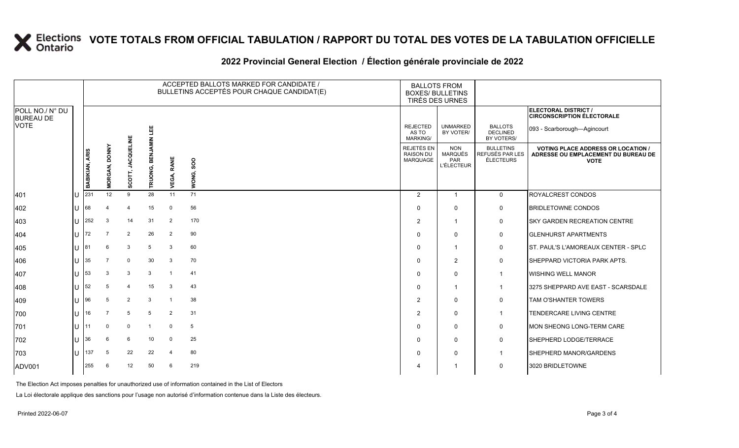# VOTE TOTALS FROM OFFICIAL TABULATION / RAPPORT DU TOTAL DES VOTES DE LA TABULATION OFFICIELLE

## 2022 Provincial General Election / Élection générale provinciale de 2022

ELECTORAL DISTRICT / CIRCONSCRIPTION ÉLECTORALE: 093 - Scarborough—Agincourt

| POLL NO./ N° DU BUREAU DE VOTE | | ACCEPTED BALLOTS MARKED FOR CANDIDATE / BULLETINS ACCEPTÉS POUR CHAQUE CANDIDAT(E) | | | | | | BALLOTS FROM BOXES/ BULLETINS TIRÉS DES URNES | | | |
|---|---|---|---|---|---|---|---|---|---|---|---|
| | | BABIKIAN, ARIS | MORGAN, DONNY | SCOTT, JACQUELINE | TRUONG, BENJAMIN LEE | VEGA, RANE | WONG, SOO | REJECTED AS TO MARKING/ REJETÉS EN RAISON DU MARQUAGE | UNMARKED BY VOTER/ NON MARQUÉS PAR L'ÉLECTEUR | BALLOTS DECLINED BY VOTERS/ BULLETINS REFUSÉS PAR LES ÉLECTEURS | VOTING PLACE ADDRESS OR LOCATION / ADRESSE OU EMPLACEMENT DU BUREAU DE VOTE |
| 401 | U | 231 | 12 | 9 | 28 | 11 | 71 | 2 | 1 | 0 | ROYALCREST CONDOS |
| 402 | U | 68 | 4 | 4 | 15 | 0 | 56 | 0 | 0 | 0 | BRIDLETOWNE CONDOS |
| 403 | U | 252 | 3 | 14 | 31 | 2 | 170 | 2 | 1 | 0 | SKY GARDEN RECREATION CENTRE |
| 404 | U | 72 | 7 | 2 | 26 | 2 | 90 | 0 | 0 | 0 | GLENHURST APARTMENTS |
| 405 | U | 81 | 6 | 3 | 5 | 3 | 60 | 0 | 1 | 0 | ST. PAUL'S L'AMOREAUX CENTER - SPLC |
| 406 | U | 35 | 7 | 0 | 30 | 3 | 70 | 0 | 2 | 0 | SHEPPARD VICTORIA PARK APTS. |
| 407 | U | 53 | 3 | 3 | 3 | 1 | 41 | 0 | 0 | 1 | WISHING WELL MANOR |
| 408 | U | 52 | 5 | 4 | 15 | 3 | 43 | 0 | 1 | 1 | 3275 SHEPPARD AVE EAST - SCARSDALE |
| 409 | U | 96 | 5 | 2 | 3 | 1 | 38 | 2 | 0 | 0 | TAM O'SHANTER TOWERS |
| 700 | U | 16 | 7 | 5 | 5 | 2 | 31 | 2 | 0 | 1 | TENDERCARE LIVING CENTRE |
| 701 | U | 11 | 0 | 0 | 1 | 0 | 5 | 0 | 0 | 0 | MON SHEONG LONG-TERM CARE |
| 702 | U | 36 | 6 | 6 | 10 | 0 | 25 | 0 | 0 | 0 | SHEPHERD LODGE/TERRACE |
| 703 | U | 137 | 5 | 22 | 22 | 4 | 80 | 0 | 0 | 1 | SHEPHERD MANOR/GARDENS |
| ADV001 | | 255 | 6 | 12 | 50 | 6 | 219 | 4 | 1 | 0 | 3020 BRIDLETOWNE |

The Election Act imposes penalties for unauthorized use of information contained in the List of Electors

La Loi électorale applique des sanctions pour l'usage non autorisé d'information contenue dans la Liste des électeurs.

Printed 2022-06-07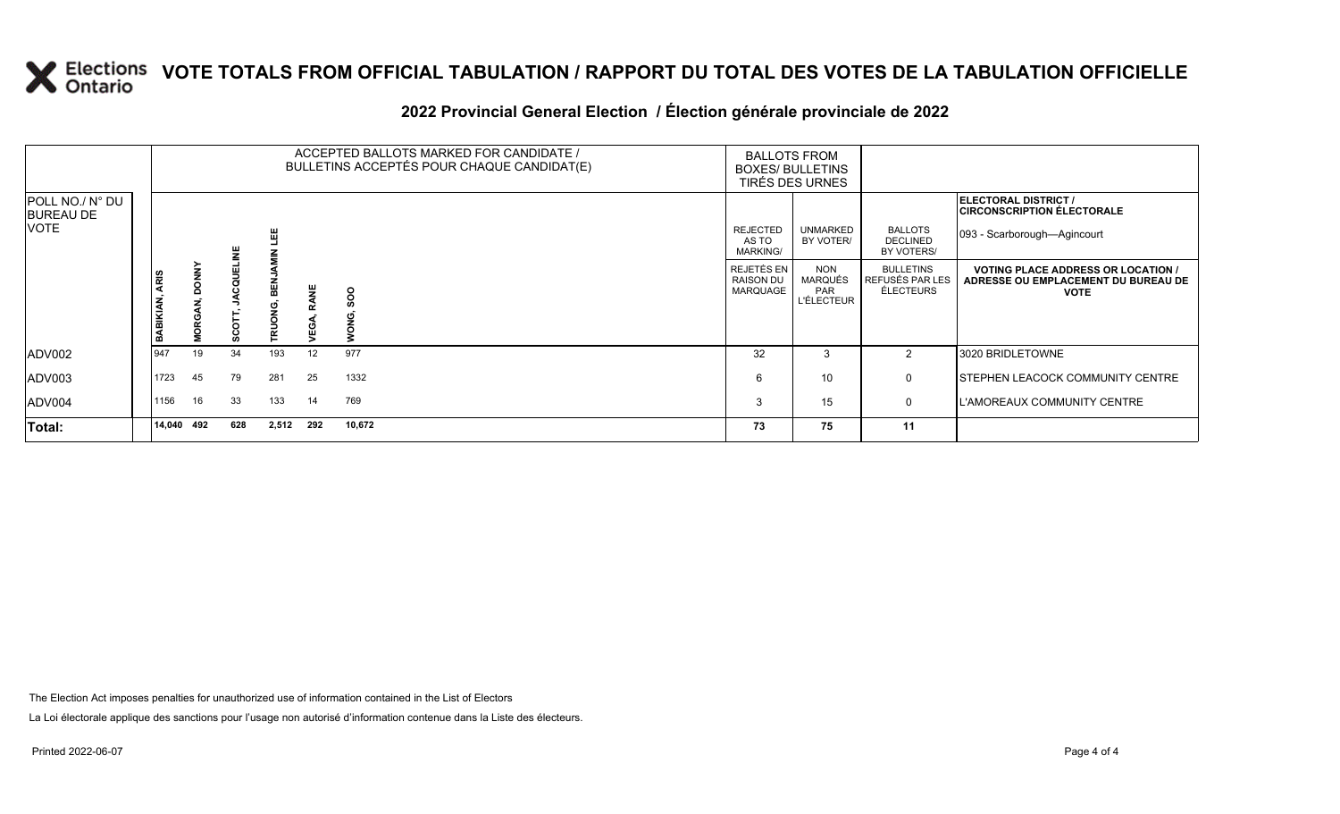# VOTE TOTALS FROM OFFICIAL TABULATION / RAPPORT DU TOTAL DES VOTES DE LA TABULATION OFFICIELLE

## 2022 Provincial General Election / Élection générale provinciale de 2022

**ELECTORAL DISTRICT / CIRCONSCRIPTION ÉLECTORALE:** 093 - Scarborough—Agincourt

| POLL NO./ N° DU BUREAU DE VOTE | ACCEPTED BALLOTS MARKED FOR CANDIDATE / BULLETINS ACCEPTÉS POUR CHAQUE CANDIDAT(E) | | | | | | BALLOTS FROM BOXES/ BULLETINS TIRÉS DES URNES | | | |
|---|---|---|---|---|---|---|---|---|---|---|
| | BABIKIAN, ARIS | MORGAN, DONNY | SCOTT, JACQUELINE | TRUONG, BENJAMIN LEE | VEGA, RANE | WONG, SOO | REJECTED AS TO MARKING/ REJETÉS EN RAISON DU MARQUAGE | UNMARKED BY VOTER/ NON MARQUÉS PAR L'ÉLECTEUR | BALLOTS DECLINED BY VOTERS/ BULLETINS REFUSÉS PAR LES ÉLECTEURS | VOTING PLACE ADDRESS OR LOCATION / ADRESSE OU EMPLACEMENT DU BUREAU DE VOTE |
| ADV002 | 947 | 19 | 34 | 193 | 12 | 977 | 32 | 3 | 2 | 3020 BRIDLETOWNE |
| ADV003 | 1723 | 45 | 79 | 281 | 25 | 1332 | 6 | 10 | 0 | STEPHEN LEACOCK COMMUNITY CENTRE |
| ADV004 | 1156 | 16 | 33 | 133 | 14 | 769 | 3 | 15 | 0 | L'AMOREAUX COMMUNITY CENTRE |
| **Total:** | **14,040** | **492** | **628** | **2,512** | **292** | **10,672** | **73** | **75** | **11** | |

The Election Act imposes penalties for unauthorized use of information contained in the List of Electors

La Loi électorale applique des sanctions pour l'usage non autorisé d'information contenue dans la Liste des électeurs.

Printed 2022-06-07